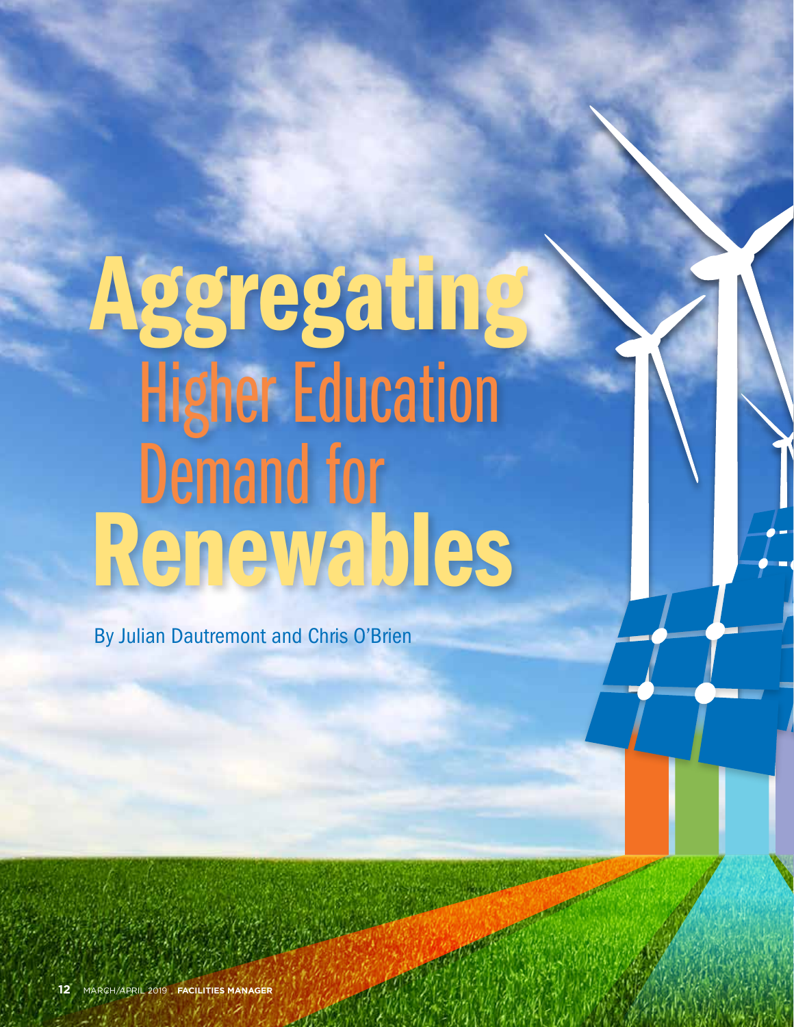# Aggregating Higher Education Demand for Renewables

By Julian Dautremont and Chris O'Brien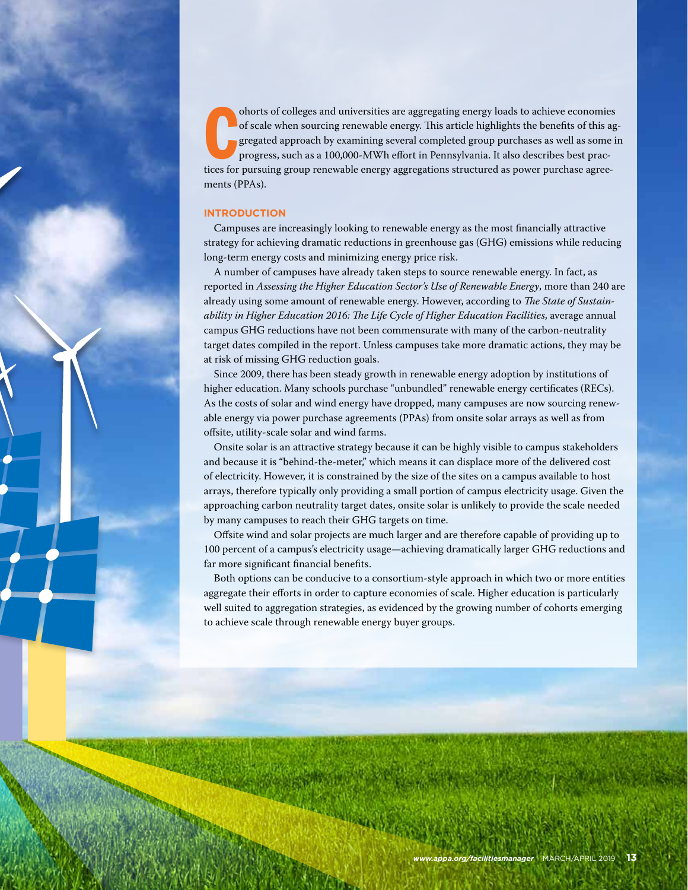Cohorts of colleges and universities are aggregating energy loads to achieve economies of scale when sourcing renewable energy. This article highlights the benefits of this aggregated approach by examining several completed group purchases as well as some in progress, such as a 100,000-MWh effort in Pennsylvania. It also describes best practices for pursuing group renewable energy aggregations structured as power purchase agreements (PPAs).

## INTRODUCTION

Campuses are increasingly looking to renewable energy as the most financially attractive strategy for achieving dramatic reductions in greenhouse gas (GHG) emissions while reducing long-term energy costs and minimizing energy price risk.

A number of campuses have already taken steps to source renewable energy. In fact, as reported in *Assessing the Higher Education Sector's Use of Renewable Energy*, more than 240 are already using some amount of renewable energy. However, according to *The State of Sustainability in Higher Education 2016: The Life Cycle of Higher Education Facilities*, average annual campus GHG reductions have not been commensurate with many of the carbon-neutrality target dates compiled in the report. Unless campuses take more dramatic actions, they may be at risk of missing GHG reduction goals.

Since 2009, there has been steady growth in renewable energy adoption by institutions of higher education. Many schools purchase "unbundled" renewable energy certificates (RECs). As the costs of solar and wind energy have dropped, many campuses are now sourcing renewable energy via power purchase agreements (PPAs) from onsite solar arrays as well as from offsite, utility-scale solar and wind farms.

Onsite solar is an attractive strategy because it can be highly visible to campus stakeholders and because it is "behind-the-meter," which means it can displace more of the delivered cost of electricity. However, it is constrained by the size of the sites on a campus available to host arrays, therefore typically only providing a small portion of campus electricity usage. Given the approaching carbon neutrality target dates, onsite solar is unlikely to provide the scale needed by many campuses to reach their GHG targets on time.

Offsite wind and solar projects are much larger and are therefore capable of providing up to 100 percent of a campus's electricity usage—achieving dramatically larger GHG reductions and far more significant financial benefits.

Both options can be conducive to a consortium-style approach in which two or more entities aggregate their efforts in order to capture economies of scale. Higher education is particularly well suited to aggregation strategies, as evidenced by the growing number of cohorts emerging to achieve scale through renewable energy buyer groups.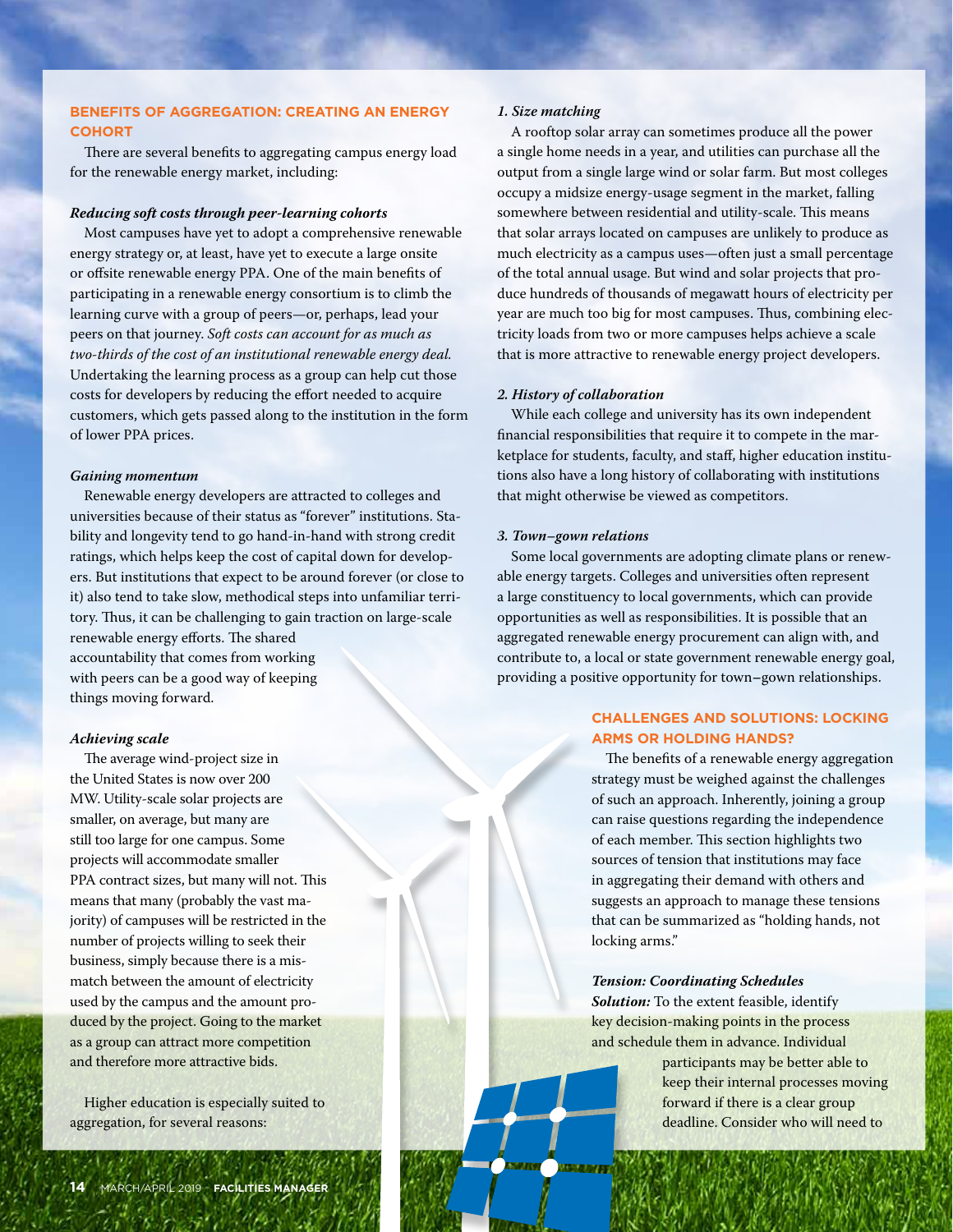## BENEFITS OF AGGREGATION: CREATING AN ENERGY COHORT

There are several benefits to aggregating campus energy load for the renewable energy market, including:

### *Reducing soft costs through peer-learning cohorts*

Most campuses have yet to adopt a comprehensive renewable energy strategy or, at least, have yet to execute a large onsite or offsite renewable energy PPA. One of the main benefits of participating in a renewable energy consortium is to climb the learning curve with a group of peers—or, perhaps, lead your peers on that journey. *Soft costs can account for as much as two-thirds of the cost of an institutional renewable energy deal.* Undertaking the learning process as a group can help cut those costs for developers by reducing the effort needed to acquire customers, which gets passed along to the institution in the form of lower PPA prices.

### *Gaining momentum*

Renewable energy developers are attracted to colleges and universities because of their status as "forever" institutions. Stability and longevity tend to go hand-in-hand with strong credit ratings, which helps keep the cost of capital down for developers. But institutions that expect to be around forever (or close to it) also tend to take slow, methodical steps into unfamiliar territory. Thus, it can be challenging to gain traction on large-scale renewable energy efforts. The shared accountability that comes from working with peers can be a good way of keeping things moving forward.

### *Achieving scale*

The average wind-project size in the United States is now over 200 MW. Utility-scale solar projects are smaller, on average, but many are still too large for one campus. Some projects will accommodate smaller PPA contract sizes, but many will not. This means that many (probably the vast majority) of campuses will be restricted in the number of projects willing to seek their business, simply because there is a mismatch between the amount of electricity used by the campus and the amount produced by the project. Going to the market as a group can attract more competition and therefore more attractive bids.

Higher education is especially suited to aggregation, for several reasons:

*1. Size matching*

A rooftop solar array can sometimes produce all the power a single home needs in a year, and utilities can purchase all the output from a single large wind or solar farm. But most colleges occupy a midsize energy-usage segment in the market, falling somewhere between residential and utility-scale. This means that solar arrays located on campuses are unlikely to produce as much electricity as a campus uses—often just a small percentage of the total annual usage. But wind and solar projects that produce hundreds of thousands of megawatt hours of electricity per year are much too big for most campuses. Thus, combining electricity loads from two or more campuses helps achieve a scale that is more attractive to renewable energy project developers.

*2. History of collaboration*

While each college and university has its own independent financial responsibilities that require it to compete in the marketplace for students, faculty, and staff, higher education institutions also have a long history of collaborating with institutions that might otherwise be viewed as competitors.

*3. Town–gown relations*

Some local governments are adopting climate plans or renewable energy targets. Colleges and universities often represent a large constituency to local governments, which can provide opportunities as well as responsibilities. It is possible that an aggregated renewable energy procurement can align with, and contribute to, a local or state government renewable energy goal, providing a positive opportunity for town–gown relationships.

## CHALLENGES AND SOLUTIONS: LOCKING ARMS OR HOLDING HANDS?

The benefits of a renewable energy aggregation strategy must be weighed against the challenges of such an approach. Inherently, joining a group can raise questions regarding the independence of each member. This section highlights two sources of tension that institutions may face in aggregating their demand with others and suggests an approach to manage these tensions that can be summarized as "holding hands, not locking arms."

### *Tension: Coordinating Schedules*

***Solution:*** To the extent feasible, identify key decision-making points in the process and schedule them in advance. Individual participants may be better able to keep their internal processes moving forward if there is a clear group deadline. Consider who will need to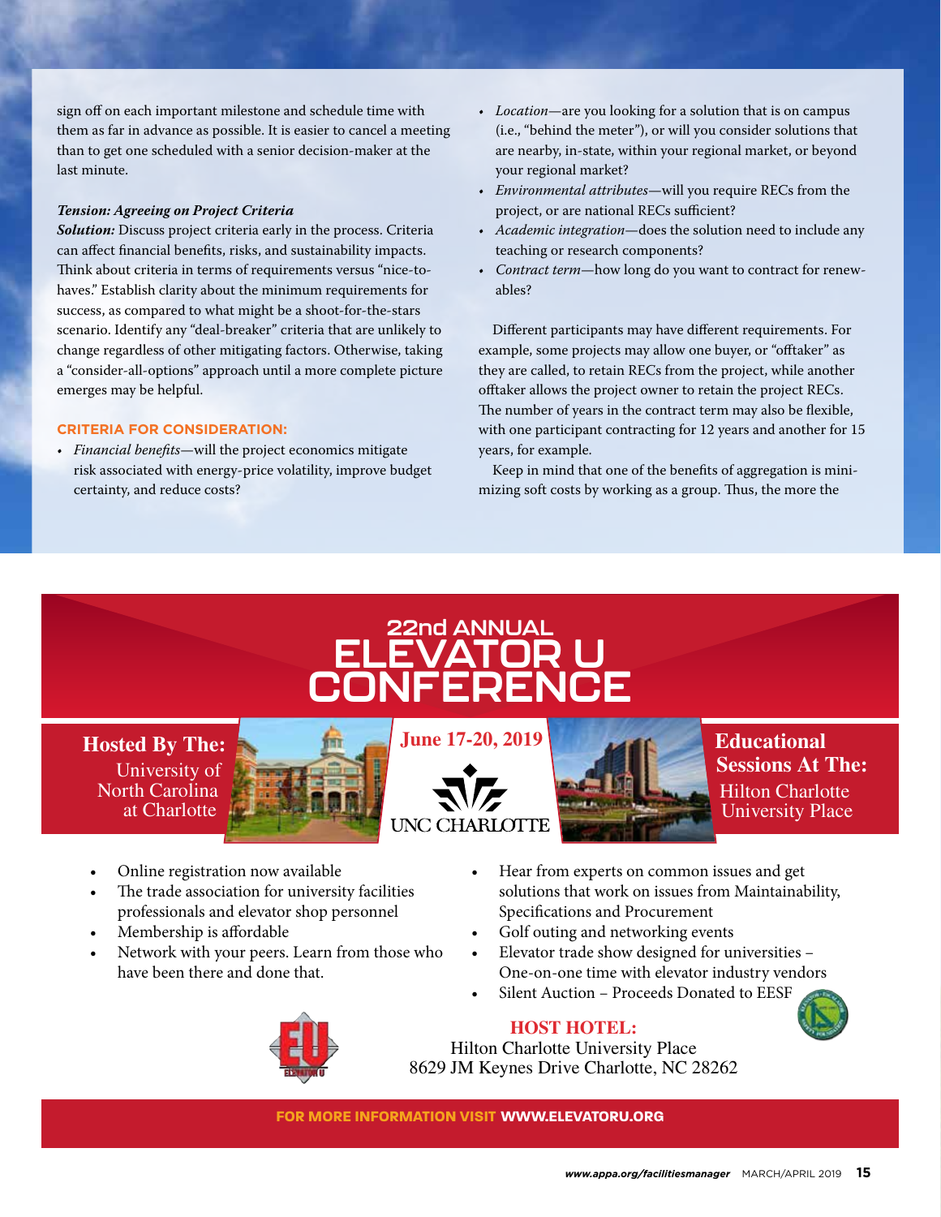sign off on each important milestone and schedule time with them as far in advance as possible. It is easier to cancel a meeting than to get one scheduled with a senior decision-maker at the last minute.

***Tension: Agreeing on Project Criteria***
***Solution:*** Discuss project criteria early in the process. Criteria can affect financial benefits, risks, and sustainability impacts. Think about criteria in terms of requirements versus "nice-to-haves." Establish clarity about the minimum requirements for success, as compared to what might be a shoot-for-the-stars scenario. Identify any "deal-breaker" criteria that are unlikely to change regardless of other mitigating factors. Otherwise, taking a "consider-all-options" approach until a more complete picture emerges may be helpful.

### CRITERIA FOR CONSIDERATION:

- *Financial benefits*—will the project economics mitigate risk associated with energy-price volatility, improve budget certainty, and reduce costs?
- *Location*—are you looking for a solution that is on campus (i.e., "behind the meter"), or will you consider solutions that are nearby, in-state, within your regional market, or beyond your regional market?
- *Environmental attributes*—will you require RECs from the project, or are national RECs sufficient?
- *Academic integration*—does the solution need to include any teaching or research components?
- *Contract term*—how long do you want to contract for renewables?

Different participants may have different requirements. For example, some projects may allow one buyer, or "offtaker" as they are called, to retain RECs from the project, while another offtaker allows the project owner to retain the project RECs. The number of years in the contract term may also be flexible, with one participant contracting for 12 years and another for 15 years, for example.

Keep in mind that one of the benefits of aggregation is minimizing soft costs by working as a group. Thus, the more the

---

# 22nd ANNUAL ELEVATOR U CONFERENCE

**Hosted By The:** University of North Carolina at Charlotte

**June 17-20, 2019**

UNC CHARLOTTE

**Educational Sessions At The:** Hilton Charlotte University Place

- Online registration now available
- The trade association for university facilities professionals and elevator shop personnel
- Membership is affordable
- Network with your peers. Learn from those who have been there and done that.
- Hear from experts on common issues and get solutions that work on issues from Maintainability, Specifications and Procurement
- Golf outing and networking events
- Elevator trade show designed for universities – One-on-one time with elevator industry vendors
- Silent Auction – Proceeds Donated to EESF

**HOST HOTEL:**
Hilton Charlotte University Place
8629 JM Keynes Drive Charlotte, NC 28262

**FOR MORE INFORMATION VISIT WWW.ELEVATORU.ORG**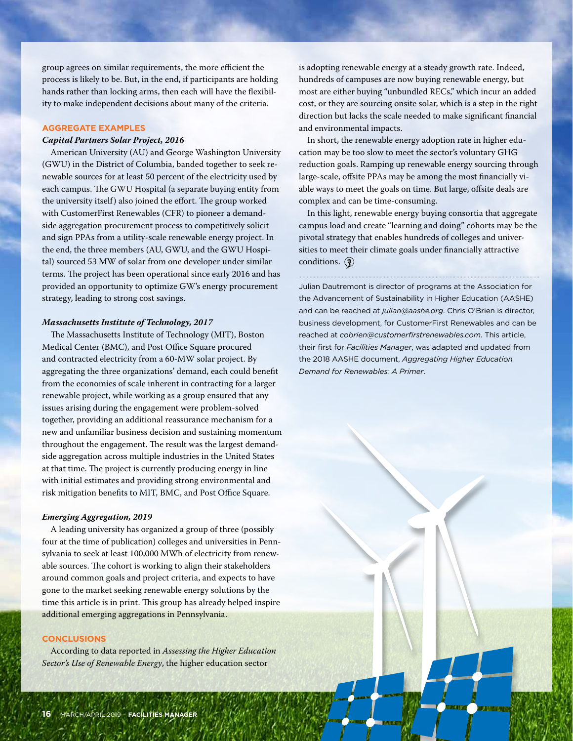group agrees on similar requirements, the more efficient the process is likely to be. But, in the end, if participants are holding hands rather than locking arms, then each will have the flexibility to make independent decisions about many of the criteria.

## AGGREGATE EXAMPLES

### *Capital Partners Solar Project, 2016*

American University (AU) and George Washington University (GWU) in the District of Columbia, banded together to seek renewable sources for at least 50 percent of the electricity used by each campus. The GWU Hospital (a separate buying entity from the university itself) also joined the effort. The group worked with CustomerFirst Renewables (CFR) to pioneer a demand-side aggregation procurement process to competitively solicit and sign PPAs from a utility-scale renewable energy project. In the end, the three members (AU, GWU, and the GWU Hospital) sourced 53 MW of solar from one developer under similar terms. The project has been operational since early 2016 and has provided an opportunity to optimize GW's energy procurement strategy, leading to strong cost savings.

### *Massachusetts Institute of Technology, 2017*

The Massachusetts Institute of Technology (MIT), Boston Medical Center (BMC), and Post Office Square procured and contracted electricity from a 60-MW solar project. By aggregating the three organizations' demand, each could benefit from the economies of scale inherent in contracting for a larger renewable project, while working as a group ensured that any issues arising during the engagement were problem-solved together, providing an additional reassurance mechanism for a new and unfamiliar business decision and sustaining momentum throughout the engagement. The result was the largest demand-side aggregation across multiple industries in the United States at that time. The project is currently producing energy in line with initial estimates and providing strong environmental and risk mitigation benefits to MIT, BMC, and Post Office Square.

### *Emerging Aggregation, 2019*

A leading university has organized a group of three (possibly four at the time of publication) colleges and universities in Pennsylvania to seek at least 100,000 MWh of electricity from renewable sources. The cohort is working to align their stakeholders around common goals and project criteria, and expects to have gone to the market seeking renewable energy solutions by the time this article is in print. This group has already helped inspire additional emerging aggregations in Pennsylvania.

## CONCLUSIONS

According to data reported in *Assessing the Higher Education Sector's Use of Renewable Energy*, the higher education sector is adopting renewable energy at a steady growth rate. Indeed, hundreds of campuses are now buying renewable energy, but most are either buying "unbundled RECs," which incur an added cost, or they are sourcing onsite solar, which is a step in the right direction but lacks the scale needed to make significant financial and environmental impacts.

In short, the renewable energy adoption rate in higher education may be too slow to meet the sector's voluntary GHG reduction goals. Ramping up renewable energy sourcing through large-scale, offsite PPAs may be among the most financially viable ways to meet the goals on time. But large, offsite deals are complex and can be time-consuming.

In this light, renewable energy buying consortia that aggregate campus load and create "learning and doing" cohorts may be the pivotal strategy that enables hundreds of colleges and universities to meet their climate goals under financially attractive conditions.

---

Julian Dautremont is director of programs at the Association for the Advancement of Sustainability in Higher Education (AASHE) and can be reached at *julian@aashe.org*. Chris O'Brien is director, business development, for CustomerFirst Renewables and can be reached at *cobrien@customerfirstrenewables.com*. This article, their first for *Facilities Manager*, was adapted and updated from the 2018 AASHE document, *Aggregating Higher Education Demand for Renewables: A Primer*.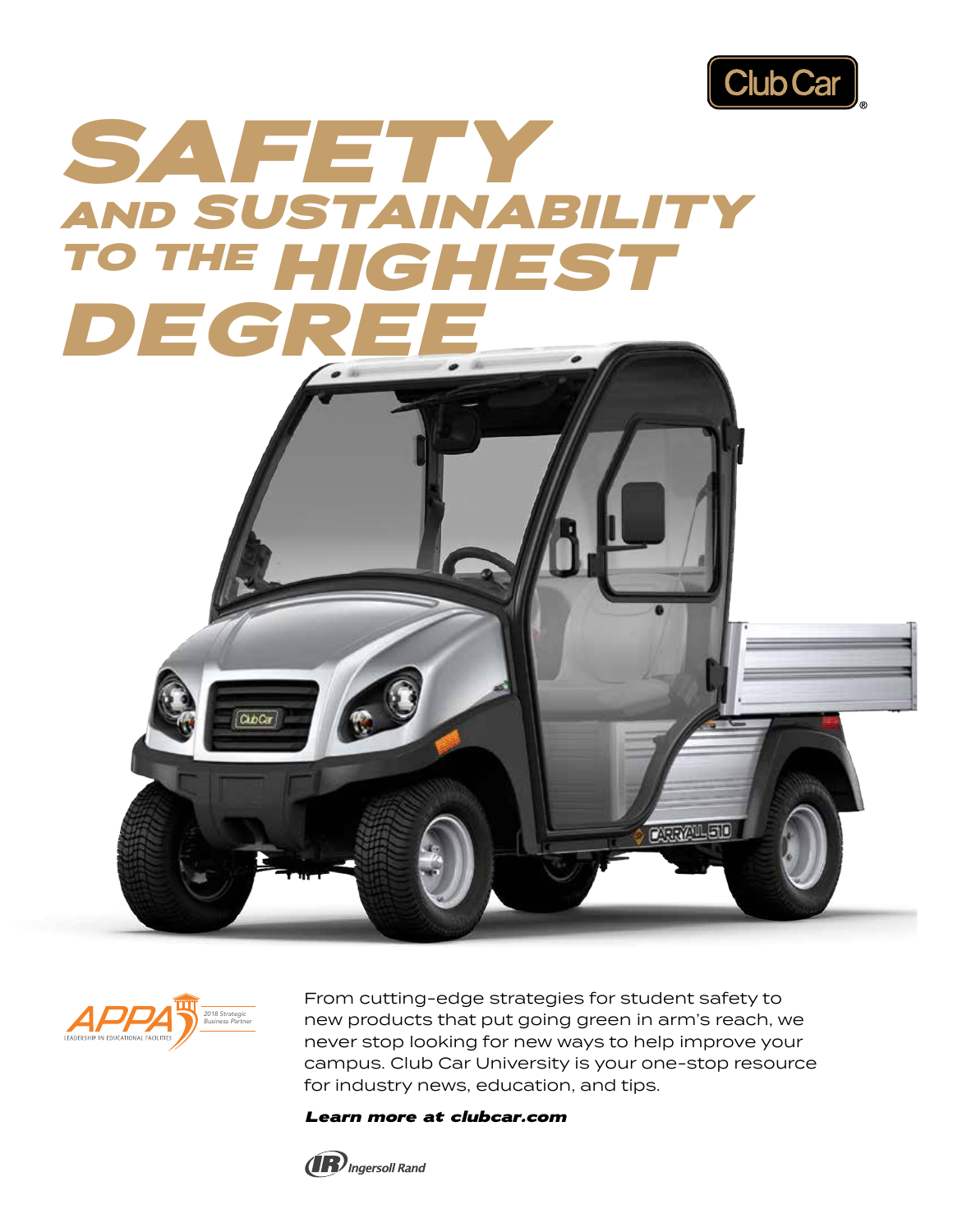Club Car

# SAFETY AND SUSTAINABILITY TO THE HIGHEST DEGREE

APPA LEADERSHIP IN EDUCATIONAL FACILITIES 2018 Strategic Business Partner

From cutting-edge strategies for student safety to new products that put going green in arm's reach, we never stop looking for new ways to help improve your campus. Club Car University is your one-stop resource for industry news, education, and tips.

***Learn more at clubcar.com***

Ingersoll Rand